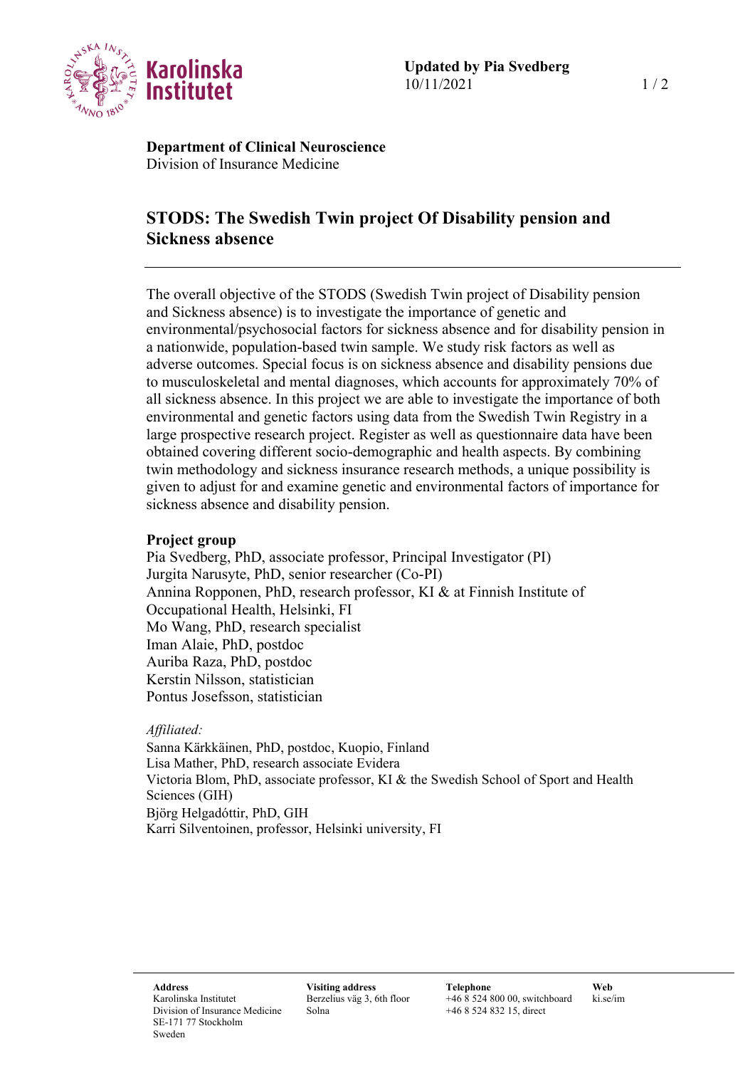Updated by Pia Svedberg
10/11/2021

**Department of Clinical Neuroscience**
Division of Insurance Medicine

# STODS: The Swedish Twin project Of Disability pension and Sickness absence

The overall objective of the STODS (Swedish Twin project of Disability pension and Sickness absence) is to investigate the importance of genetic and environmental/psychosocial factors for sickness absence and for disability pension in a nationwide, population-based twin sample. We study risk factors as well as adverse outcomes. Special focus is on sickness absence and disability pensions due to musculoskeletal and mental diagnoses, which accounts for approximately 70% of all sickness absence. In this project we are able to investigate the importance of both environmental and genetic factors using data from the Swedish Twin Registry in a large prospective research project. Register as well as questionnaire data have been obtained covering different socio-demographic and health aspects. By combining twin methodology and sickness insurance research methods, a unique possibility is given to adjust for and examine genetic and environmental factors of importance for sickness absence and disability pension.

## Project group

Pia Svedberg, PhD, associate professor, Principal Investigator (PI)
Jurgita Narusyte, PhD, senior researcher (Co-PI)
Annina Ropponen, PhD, research professor, KI & at Finnish Institute of Occupational Health, Helsinki, FI
Mo Wang, PhD, research specialist
Iman Alaie, PhD, postdoc
Auriba Raza, PhD, postdoc
Kerstin Nilsson, statistician
Pontus Josefsson, statistician

*Affiliated:*

Sanna Kärkkäinen, PhD, postdoc, Kuopio, Finland
Lisa Mather, PhD, research associate Evidera
Victoria Blom, PhD, associate professor, KI & the Swedish School of Sport and Health Sciences (GIH)
Björg Helgadóttir, PhD, GIH
Karri Silventoinen, professor, Helsinki university, FI

**Address**
Karolinska Institutet
Division of Insurance Medicine
SE-171 77 Stockholm
Sweden

**Visiting address**
Berzelius väg 3, 6th floor
Solna

**Telephone**
+46 8 524 800 00, switchboard
+46 8 524 832 15, direct

**Web**
ki.se/im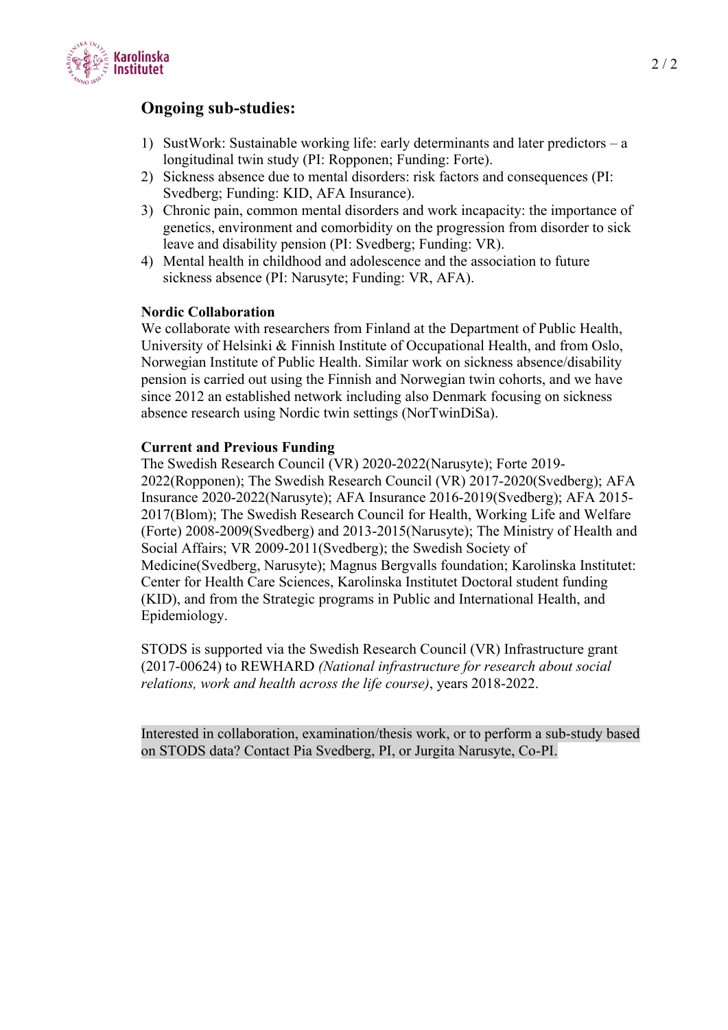## Ongoing sub-studies:

1) SustWork: Sustainable working life: early determinants and later predictors – a longitudinal twin study (PI: Ropponen; Funding: Forte).
2) Sickness absence due to mental disorders: risk factors and consequences (PI: Svedberg; Funding: KID, AFA Insurance).
3) Chronic pain, common mental disorders and work incapacity: the importance of genetics, environment and comorbidity on the progression from disorder to sick leave and disability pension (PI: Svedberg; Funding: VR).
4) Mental health in childhood and adolescence and the association to future sickness absence (PI: Narusyte; Funding: VR, AFA).

**Nordic Collaboration**

We collaborate with researchers from Finland at the Department of Public Health, University of Helsinki & Finnish Institute of Occupational Health, and from Oslo, Norwegian Institute of Public Health. Similar work on sickness absence/disability pension is carried out using the Finnish and Norwegian twin cohorts, and we have since 2012 an established network including also Denmark focusing on sickness absence research using Nordic twin settings (NorTwinDiSa).

**Current and Previous Funding**

The Swedish Research Council (VR) 2020-2022(Narusyte); Forte 2019-2022(Ropponen); The Swedish Research Council (VR) 2017-2020(Svedberg); AFA Insurance 2020-2022(Narusyte); AFA Insurance 2016-2019(Svedberg); AFA 2015-2017(Blom); The Swedish Research Council for Health, Working Life and Welfare (Forte) 2008-2009(Svedberg) and 2013-2015(Narusyte); The Ministry of Health and Social Affairs; VR 2009-2011(Svedberg); the Swedish Society of Medicine(Svedberg, Narusyte); Magnus Bergvalls foundation; Karolinska Institutet: Center for Health Care Sciences, Karolinska Institutet Doctoral student funding (KID), and from the Strategic programs in Public and International Health, and Epidemiology.

STODS is supported via the Swedish Research Council (VR) Infrastructure grant (2017-00624) to REWHARD *(National infrastructure for research about social relations, work and health across the life course)*, years 2018-2022.

Interested in collaboration, examination/thesis work, or to perform a sub-study based on STODS data? Contact Pia Svedberg, PI, or Jurgita Narusyte, Co-PI.